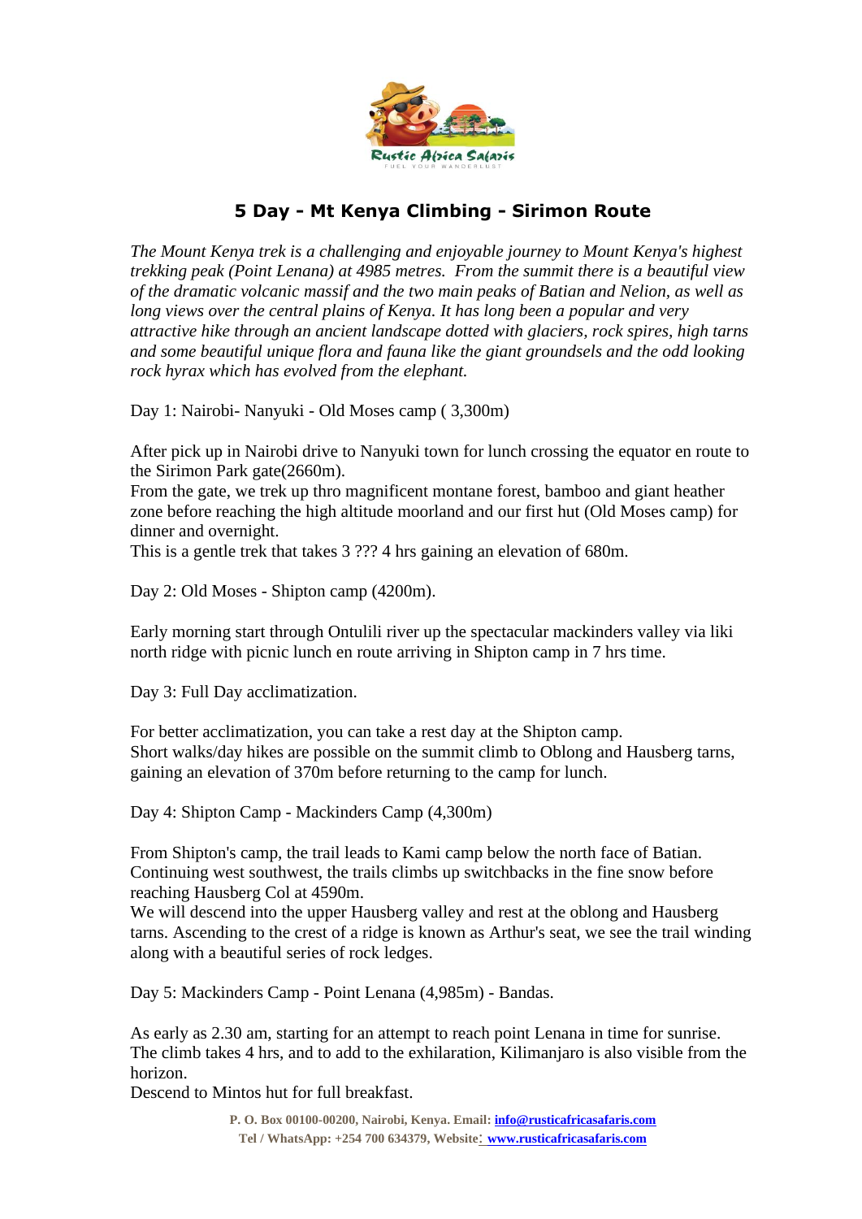# 5 Day - Mt Kenya Climbing - Sirimon Route

*The Mount Kenya trek is a challenging and enjoyable journey to Mount Kenya's highest trekking peak (Point Lenana) at 4985 metres. From the summit there is a beautiful view of the dramatic volcanic massif and the two main peaks of Batian and Nelion, as well as long views over the central plains of Kenya. It has long been a popular and very attractive hike through an ancient landscape dotted with glaciers, rock spires, high tarns and some beautiful unique flora and fauna like the giant groundsels and the odd looking rock hyrax which has evolved from the elephant.*

Day 1: Nairobi- Nanyuki - Old Moses camp ( 3,300m)

After pick up in Nairobi drive to Nanyuki town for lunch crossing the equator en route to the Sirimon Park gate(2660m).
From the gate, we trek up thro magnificent montane forest, bamboo and giant heather zone before reaching the high altitude moorland and our first hut (Old Moses camp) for dinner and overnight.
This is a gentle trek that takes 3 ??? 4 hrs gaining an elevation of 680m.

Day 2: Old Moses - Shipton camp (4200m).

Early morning start through Ontulili river up the spectacular mackinders valley via liki north ridge with picnic lunch en route arriving in Shipton camp in 7 hrs time.

Day 3: Full Day acclimatization.

For better acclimatization, you can take a rest day at the Shipton camp.
Short walks/day hikes are possible on the summit climb to Oblong and Hausberg tarns, gaining an elevation of 370m before returning to the camp for lunch.

Day 4: Shipton Camp - Mackinders Camp (4,300m)

From Shipton's camp, the trail leads to Kami camp below the north face of Batian. Continuing west southwest, the trails climbs up switchbacks in the fine snow before reaching Hausberg Col at 4590m.
We will descend into the upper Hausberg valley and rest at the oblong and Hausberg tarns. Ascending to the crest of a ridge is known as Arthur's seat, we see the trail winding along with a beautiful series of rock ledges.

Day 5: Mackinders Camp - Point Lenana (4,985m) - Bandas.

As early as 2.30 am, starting for an attempt to reach point Lenana in time for sunrise. The climb takes 4 hrs, and to add to the exhilaration, Kilimanjaro is also visible from the horizon.
Descend to Mintos hut for full breakfast.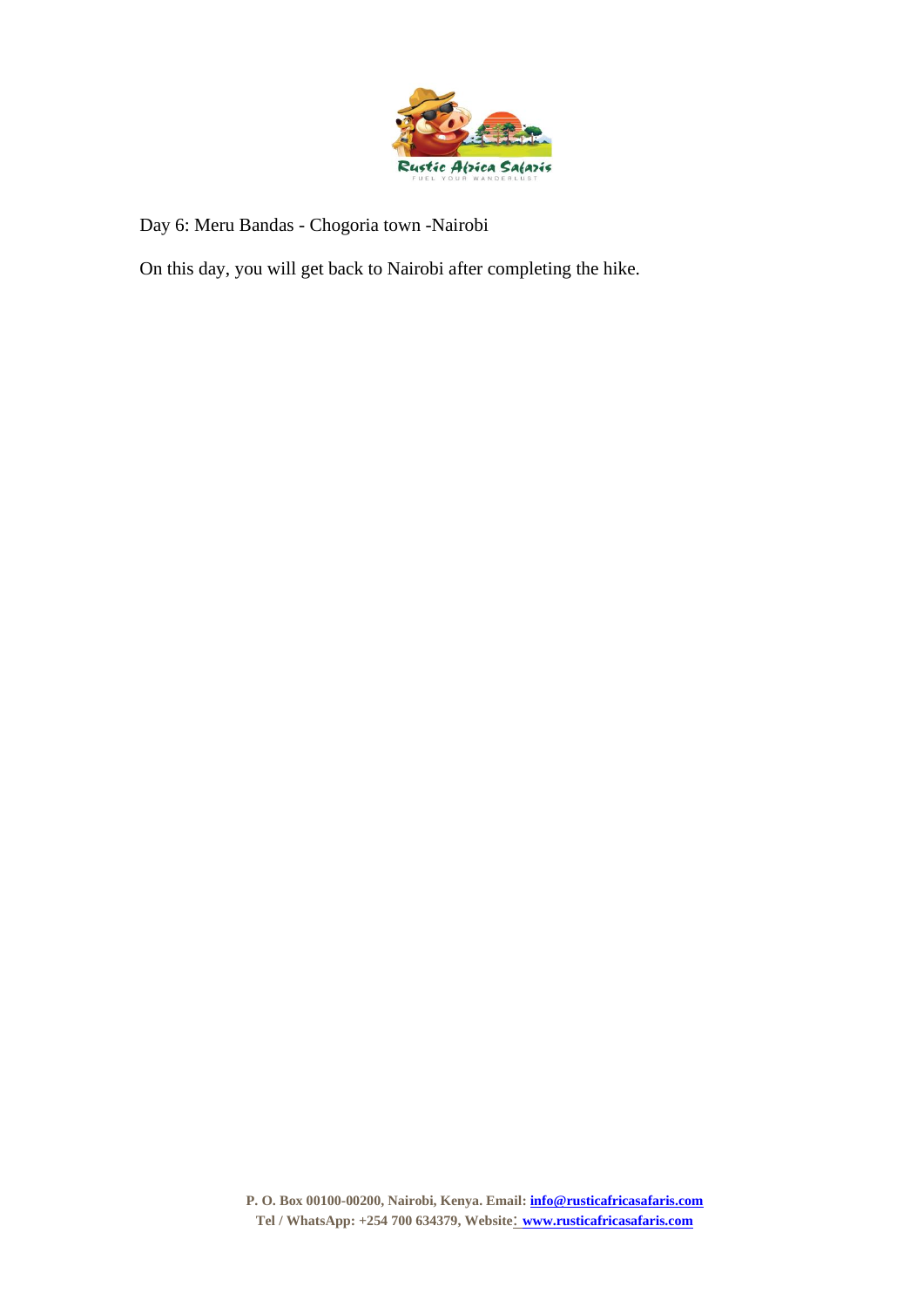Day 6: Meru Bandas - Chogoria town -Nairobi

On this day, you will get back to Nairobi after completing the hike.